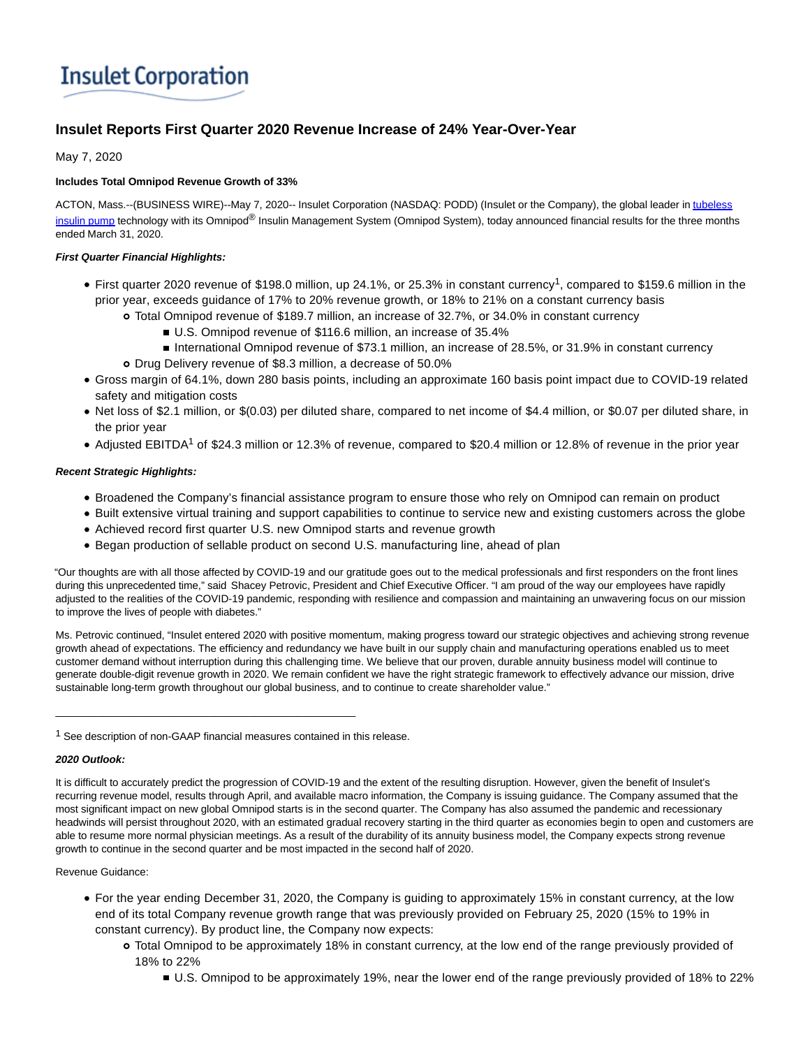# Insulet Corporation

## Insulet Reports First Quarter 2020 Revenue Increase of 24% Year-Over-Year

May 7, 2020

**Includes Total Omnipod Revenue Growth of 33%**

ACTON, Mass.--(BUSINESS WIRE)--May 7, 2020-- Insulet Corporation (NASDAQ: PODD) (Insulet or the Company), the global leader in tubeless insulin pump technology with its Omnipod® Insulin Management System (Omnipod System), today announced financial results for the three months ended March 31, 2020.

***First Quarter Financial Highlights:***

- First quarter 2020 revenue of $198.0 million, up 24.1%, or 25.3% in constant currency[1], compared to $159.6 million in the prior year, exceeds guidance of 17% to 20% revenue growth, or 18% to 21% on a constant currency basis
  - Total Omnipod revenue of $189.7 million, an increase of 32.7%, or 34.0% in constant currency
    - U.S. Omnipod revenue of $116.6 million, an increase of 35.4%
    - International Omnipod revenue of $73.1 million, an increase of 28.5%, or 31.9% in constant currency
  - Drug Delivery revenue of $8.3 million, a decrease of 50.0%
- Gross margin of 64.1%, down 280 basis points, including an approximate 160 basis point impact due to COVID-19 related safety and mitigation costs
- Net loss of $2.1 million, or $(0.03) per diluted share, compared to net income of $4.4 million, or $0.07 per diluted share, in the prior year
- Adjusted EBITDA[1] of $24.3 million or 12.3% of revenue, compared to $20.4 million or 12.8% of revenue in the prior year

***Recent Strategic Highlights:***

- Broadened the Company's financial assistance program to ensure those who rely on Omnipod can remain on product
- Built extensive virtual training and support capabilities to continue to service new and existing customers across the globe
- Achieved record first quarter U.S. new Omnipod starts and revenue growth
- Began production of sellable product on second U.S. manufacturing line, ahead of plan

"Our thoughts are with all those affected by COVID-19 and our gratitude goes out to the medical professionals and first responders on the front lines during this unprecedented time," said Shacey Petrovic, President and Chief Executive Officer. "I am proud of the way our employees have rapidly adjusted to the realities of the COVID-19 pandemic, responding with resilience and compassion and maintaining an unwavering focus on our mission to improve the lives of people with diabetes."

Ms. Petrovic continued, "Insulet entered 2020 with positive momentum, making progress toward our strategic objectives and achieving strong revenue growth ahead of expectations. The efficiency and redundancy we have built in our supply chain and manufacturing operations enabled us to meet customer demand without interruption during this challenging time. We believe that our proven, durable annuity business model will continue to generate double-digit revenue growth in 2020. We remain confident we have the right strategic framework to effectively advance our mission, drive sustainable long-term growth throughout our global business, and to continue to create shareholder value."

---

[1] See description of non-GAAP financial measures contained in this release.

***2020 Outlook:***

It is difficult to accurately predict the progression of COVID-19 and the extent of the resulting disruption. However, given the benefit of Insulet's recurring revenue model, results through April, and available macro information, the Company is issuing guidance. The Company assumed that the most significant impact on new global Omnipod starts is in the second quarter. The Company has also assumed the pandemic and recessionary headwinds will persist throughout 2020, with an estimated gradual recovery starting in the third quarter as economies begin to open and customers are able to resume more normal physician meetings. As a result of the durability of its annuity business model, the Company expects strong revenue growth to continue in the second quarter and be most impacted in the second half of 2020.

Revenue Guidance:

- For the year ending December 31, 2020, the Company is guiding to approximately 15% in constant currency, at the low end of its total Company revenue growth range that was previously provided on February 25, 2020 (15% to 19% in constant currency). By product line, the Company now expects:
  - Total Omnipod to be approximately 18% in constant currency, at the low end of the range previously provided of 18% to 22%
    - U.S. Omnipod to be approximately 19%, near the lower end of the range previously provided of 18% to 22%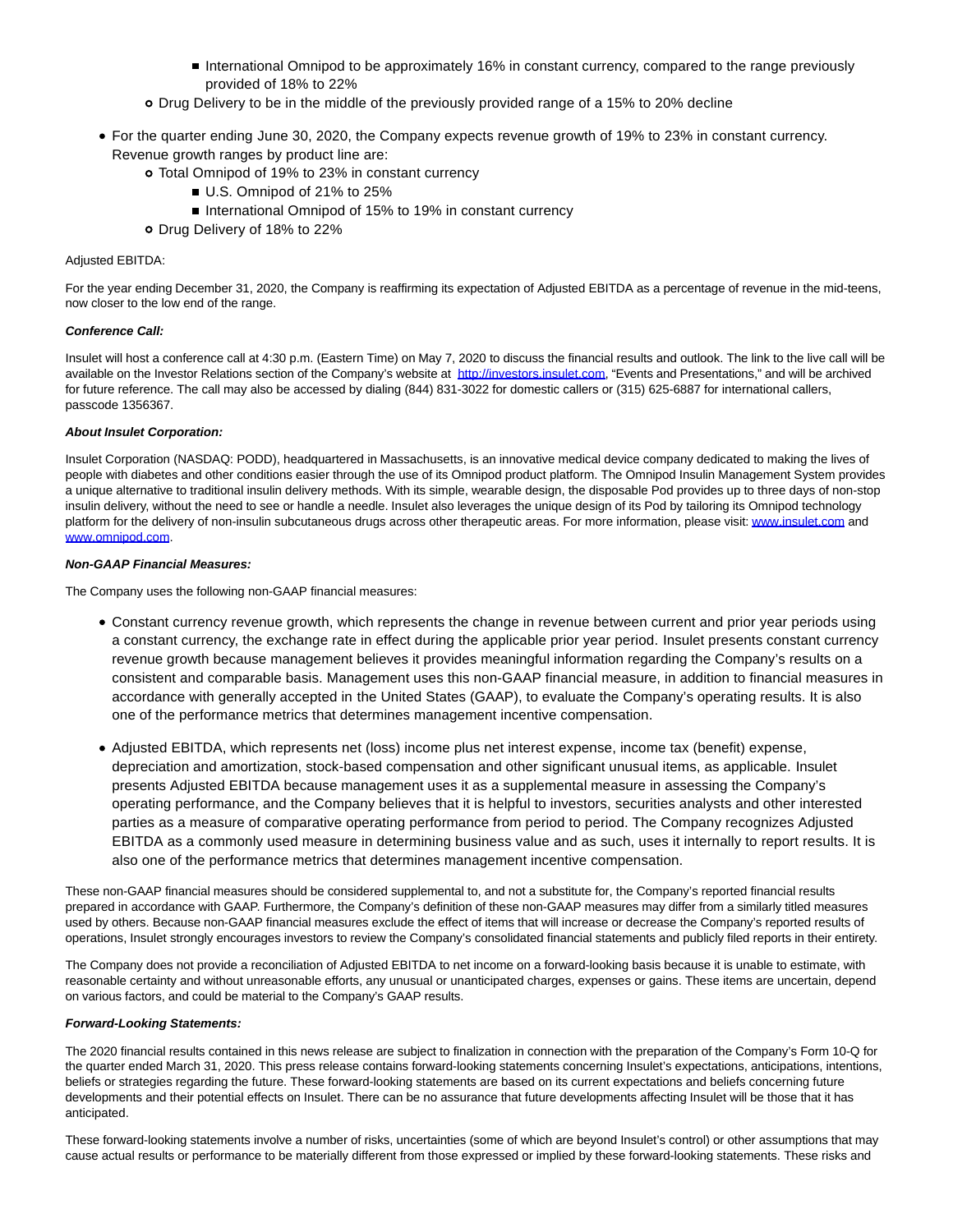- International Omnipod to be approximately 16% in constant currency, compared to the range previously provided of 18% to 22%
    - Drug Delivery to be in the middle of the previously provided range of a 15% to 20% decline

- For the quarter ending June 30, 2020, the Company expects revenue growth of 19% to 23% in constant currency. Revenue growth ranges by product line are:
    - Total Omnipod of 19% to 23% in constant currency
        - U.S. Omnipod of 21% to 25%
        - International Omnipod of 15% to 19% in constant currency
    - Drug Delivery of 18% to 22%

Adjusted EBITDA:

For the year ending December 31, 2020, the Company is reaffirming its expectation of Adjusted EBITDA as a percentage of revenue in the mid-teens, now closer to the low end of the range.

***Conference Call:***

Insulet will host a conference call at 4:30 p.m. (Eastern Time) on May 7, 2020 to discuss the financial results and outlook. The link to the live call will be available on the Investor Relations section of the Company's website at http://investors.insulet.com, "Events and Presentations," and will be archived for future reference. The call may also be accessed by dialing (844) 831-3022 for domestic callers or (315) 625-6887 for international callers, passcode 1356367.

***About Insulet Corporation:***

Insulet Corporation (NASDAQ: PODD), headquartered in Massachusetts, is an innovative medical device company dedicated to making the lives of people with diabetes and other conditions easier through the use of its Omnipod product platform. The Omnipod Insulin Management System provides a unique alternative to traditional insulin delivery methods. With its simple, wearable design, the disposable Pod provides up to three days of non-stop insulin delivery, without the need to see or handle a needle. Insulet also leverages the unique design of its Pod by tailoring its Omnipod technology platform for the delivery of non-insulin subcutaneous drugs across other therapeutic areas. For more information, please visit: www.insulet.com and www.omnipod.com.

***Non-GAAP Financial Measures:***

The Company uses the following non-GAAP financial measures:

- Constant currency revenue growth, which represents the change in revenue between current and prior year periods using a constant currency, the exchange rate in effect during the applicable prior year period. Insulet presents constant currency revenue growth because management believes it provides meaningful information regarding the Company's results on a consistent and comparable basis. Management uses this non-GAAP financial measure, in addition to financial measures in accordance with generally accepted in the United States (GAAP), to evaluate the Company's operating results. It is also one of the performance metrics that determines management incentive compensation.

- Adjusted EBITDA, which represents net (loss) income plus net interest expense, income tax (benefit) expense, depreciation and amortization, stock-based compensation and other significant unusual items, as applicable. Insulet presents Adjusted EBITDA because management uses it as a supplemental measure in assessing the Company's operating performance, and the Company believes that it is helpful to investors, securities analysts and other interested parties as a measure of comparative operating performance from period to period. The Company recognizes Adjusted EBITDA as a commonly used measure in determining business value and as such, uses it internally to report results. It is also one of the performance metrics that determines management incentive compensation.

These non-GAAP financial measures should be considered supplemental to, and not a substitute for, the Company's reported financial results prepared in accordance with GAAP. Furthermore, the Company's definition of these non-GAAP measures may differ from a similarly titled measures used by others. Because non-GAAP financial measures exclude the effect of items that will increase or decrease the Company's reported results of operations, Insulet strongly encourages investors to review the Company's consolidated financial statements and publicly filed reports in their entirety.

The Company does not provide a reconciliation of Adjusted EBITDA to net income on a forward-looking basis because it is unable to estimate, with reasonable certainty and without unreasonable efforts, any unusual or unanticipated charges, expenses or gains. These items are uncertain, depend on various factors, and could be material to the Company's GAAP results.

***Forward-Looking Statements:***

The 2020 financial results contained in this news release are subject to finalization in connection with the preparation of the Company's Form 10-Q for the quarter ended March 31, 2020. This press release contains forward-looking statements concerning Insulet's expectations, anticipations, intentions, beliefs or strategies regarding the future. These forward-looking statements are based on its current expectations and beliefs concerning future developments and their potential effects on Insulet. There can be no assurance that future developments affecting Insulet will be those that it has anticipated.

These forward-looking statements involve a number of risks, uncertainties (some of which are beyond Insulet's control) or other assumptions that may cause actual results or performance to be materially different from those expressed or implied by these forward-looking statements. These risks and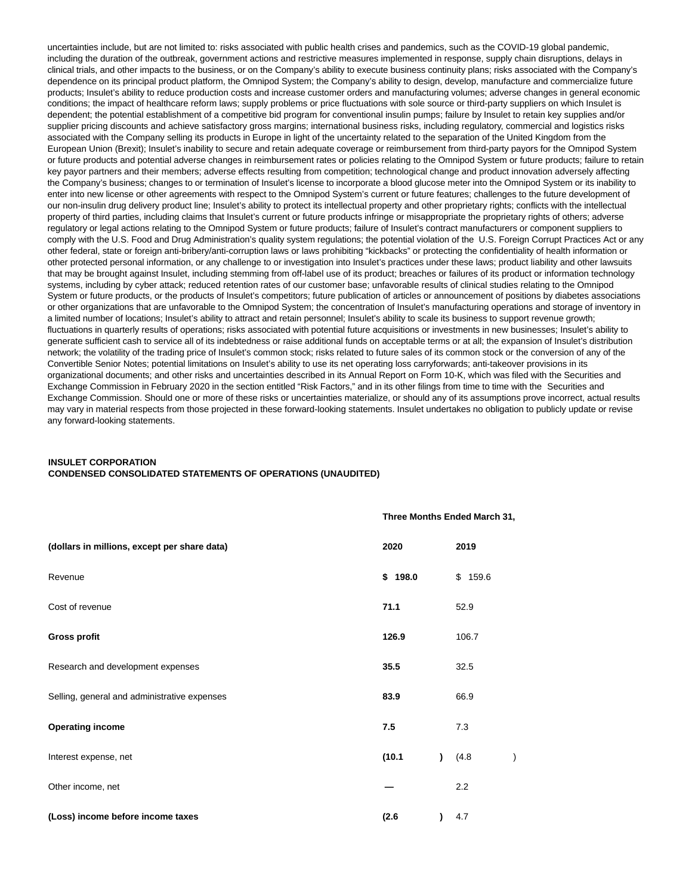uncertainties include, but are not limited to: risks associated with public health crises and pandemics, such as the COVID-19 global pandemic, including the duration of the outbreak, government actions and restrictive measures implemented in response, supply chain disruptions, delays in clinical trials, and other impacts to the business, or on the Company's ability to execute business continuity plans; risks associated with the Company's dependence on its principal product platform, the Omnipod System; the Company's ability to design, develop, manufacture and commercialize future products; Insulet's ability to reduce production costs and increase customer orders and manufacturing volumes; adverse changes in general economic conditions; the impact of healthcare reform laws; supply problems or price fluctuations with sole source or third-party suppliers on which Insulet is dependent; the potential establishment of a competitive bid program for conventional insulin pumps; failure by Insulet to retain key supplies and/or supplier pricing discounts and achieve satisfactory gross margins; international business risks, including regulatory, commercial and logistics risks associated with the Company selling its products in Europe in light of the uncertainty related to the separation of the United Kingdom from the European Union (Brexit); Insulet's inability to secure and retain adequate coverage or reimbursement from third-party payors for the Omnipod System or future products and potential adverse changes in reimbursement rates or policies relating to the Omnipod System or future products; failure to retain key payor partners and their members; adverse effects resulting from competition; technological change and product innovation adversely affecting the Company's business; changes to or termination of Insulet's license to incorporate a blood glucose meter into the Omnipod System or its inability to enter into new license or other agreements with respect to the Omnipod System's current or future features; challenges to the future development of our non-insulin drug delivery product line; Insulet's ability to protect its intellectual property and other proprietary rights; conflicts with the intellectual property of third parties, including claims that Insulet's current or future products infringe or misappropriate the proprietary rights of others; adverse regulatory or legal actions relating to the Omnipod System or future products; failure of Insulet's contract manufacturers or component suppliers to comply with the U.S. Food and Drug Administration's quality system regulations; the potential violation of the U.S. Foreign Corrupt Practices Act or any other federal, state or foreign anti-bribery/anti-corruption laws or laws prohibiting "kickbacks" or protecting the confidentiality of health information or other protected personal information, or any challenge to or investigation into Insulet's practices under these laws; product liability and other lawsuits that may be brought against Insulet, including stemming from off-label use of its product; breaches or failures of its product or information technology systems, including by cyber attack; reduced retention rates of our customer base; unfavorable results of clinical studies relating to the Omnipod System or future products, or the products of Insulet's competitors; future publication of articles or announcement of positions by diabetes associations or other organizations that are unfavorable to the Omnipod System; the concentration of Insulet's manufacturing operations and storage of inventory in a limited number of locations; Insulet's ability to attract and retain personnel; Insulet's ability to scale its business to support revenue growth; fluctuations in quarterly results of operations; risks associated with potential future acquisitions or investments in new businesses; Insulet's ability to generate sufficient cash to service all of its indebtedness or raise additional funds on acceptable terms or at all; the expansion of Insulet's distribution network; the volatility of the trading price of Insulet's common stock; risks related to future sales of its common stock or the conversion of any of the Convertible Senior Notes; potential limitations on Insulet's ability to use its net operating loss carryforwards; anti-takeover provisions in its organizational documents; and other risks and uncertainties described in its Annual Report on Form 10-K, which was filed with the Securities and Exchange Commission in February 2020 in the section entitled "Risk Factors," and in its other filings from time to time with the Securities and Exchange Commission. Should one or more of these risks or uncertainties materialize, or should any of its assumptions prove incorrect, actual results may vary in material respects from those projected in these forward-looking statements. Insulet undertakes no obligation to publicly update or revise any forward-looking statements.

**INSULET CORPORATION**
**CONDENSED CONSOLIDATED STATEMENTS OF OPERATIONS (UNAUDITED)**

| | Three Months Ended March 31, | |
|---|---|---|
| **(dollars in millions, except per share data)** | **2020** | **2019** |
| Revenue | **$ 198.0** | $ 159.6 |
| Cost of revenue | **71.1** | 52.9 |
| **Gross profit** | **126.9** | 106.7 |
| Research and development expenses | **35.5** | 32.5 |
| Selling, general and administrative expenses | **83.9** | 66.9 |
| **Operating income** | **7.5** | 7.3 |
| Interest expense, net | **(10.1)** | (4.8) |
| Other income, net | **—** | 2.2 |
| **(Loss) income before income taxes** | **(2.6)** | 4.7 |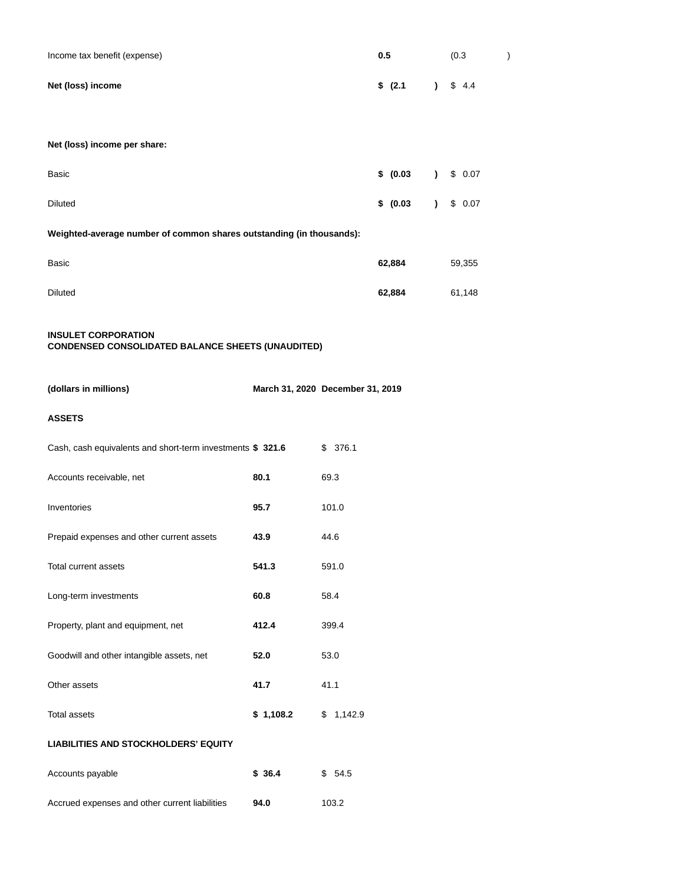| | | |
|---|---|---|
| Income tax benefit (expense) | **0.5** | (0.3) |
| **Net (loss) income** | **$ (2.1)** | $ 4.4 |
| | | |
| **Net (loss) income per share:** | | |
| Basic | **$ (0.03)** | $ 0.07 |
| Diluted | **$ (0.03)** | $ 0.07 |
| **Weighted-average number of common shares outstanding (in thousands):** | | |
| Basic | **62,884** | 59,355 |
| Diluted | **62,884** | 61,148 |

**INSULET CORPORATION**
**CONDENSED CONSOLIDATED BALANCE SHEETS (UNAUDITED)**

| **(dollars in millions)** | **March 31, 2020** | **December 31, 2019** |
|---|---|---|
| **ASSETS** | | |
| Cash, cash equivalents and short-term investments | **$ 321.6** | $ 376.1 |
| Accounts receivable, net | **80.1** | 69.3 |
| Inventories | **95.7** | 101.0 |
| Prepaid expenses and other current assets | **43.9** | 44.6 |
| Total current assets | **541.3** | 591.0 |
| Long-term investments | **60.8** | 58.4 |
| Property, plant and equipment, net | **412.4** | 399.4 |
| Goodwill and other intangible assets, net | **52.0** | 53.0 |
| Other assets | **41.7** | 41.1 |
| Total assets | **$ 1,108.2** | $ 1,142.9 |
| **LIABILITIES AND STOCKHOLDERS' EQUITY** | | |
| Accounts payable | **$ 36.4** | $ 54.5 |
| Accrued expenses and other current liabilities | **94.0** | 103.2 |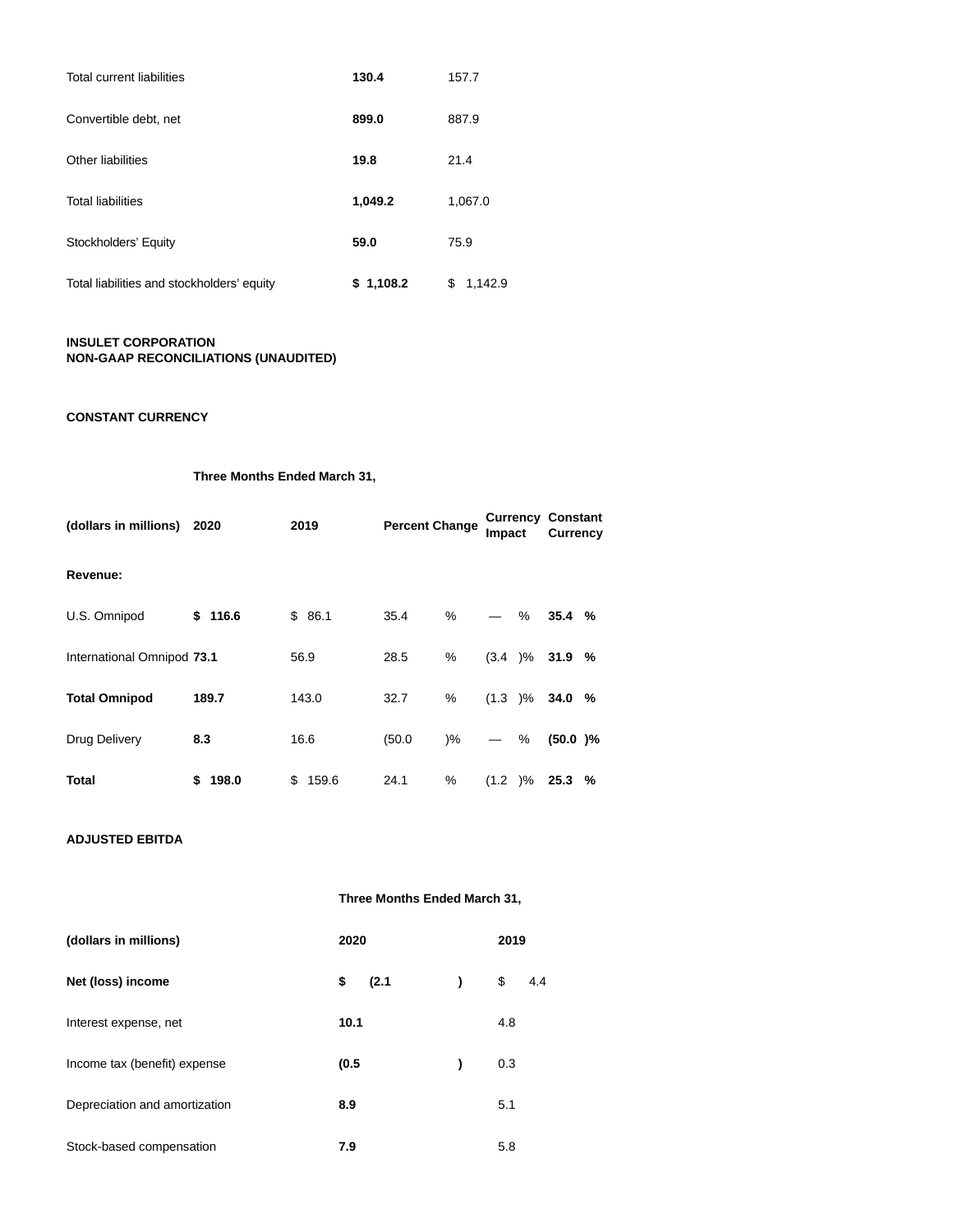| | | |
|---|---|---|
| Total current liabilities | **130.4** | 157.7 |
| Convertible debt, net | **899.0** | 887.9 |
| Other liabilities | **19.8** | 21.4 |
| Total liabilities | **1,049.2** | 1,067.0 |
| Stockholders' Equity | **59.0** | 75.9 |
| Total liabilities and stockholders' equity | **$ 1,108.2** | $ 1,142.9 |

**INSULET CORPORATION**
**NON-GAAP RECONCILIATIONS (UNAUDITED)**

**CONSTANT CURRENCY**

| | **Three Months Ended March 31,** | | | | |
|---|---|---|---|---|---|
| **(dollars in millions)** | **2020** | **2019** | **Percent Change** | **Currency Impact** | **Constant Currency** |
| **Revenue:** | | | | | |
| U.S. Omnipod | **$ 116.6** | $ 86.1 | 35.4 % | — % | **35.4 %** |
| International Omnipod | **73.1** | 56.9 | 28.5 % | (3.4 )% | **31.9 %** |
| **Total Omnipod** | **189.7** | 143.0 | 32.7 % | (1.3 )% | **34.0 %** |
| Drug Delivery | **8.3** | 16.6 | (50.0 )% | — % | **(50.0 )%** |
| **Total** | **$ 198.0** | $ 159.6 | 24.1 % | (1.2 )% | **25.3 %** |

**ADJUSTED EBITDA**

| | **Three Months Ended March 31,** | |
|---|---|---|
| **(dollars in millions)** | **2020** | **2019** |
| **Net (loss) income** | **$ (2.1 )** | $ 4.4 |
| Interest expense, net | **10.1** | 4.8 |
| Income tax (benefit) expense | **(0.5 )** | 0.3 |
| Depreciation and amortization | **8.9** | 5.1 |
| Stock-based compensation | **7.9** | 5.8 |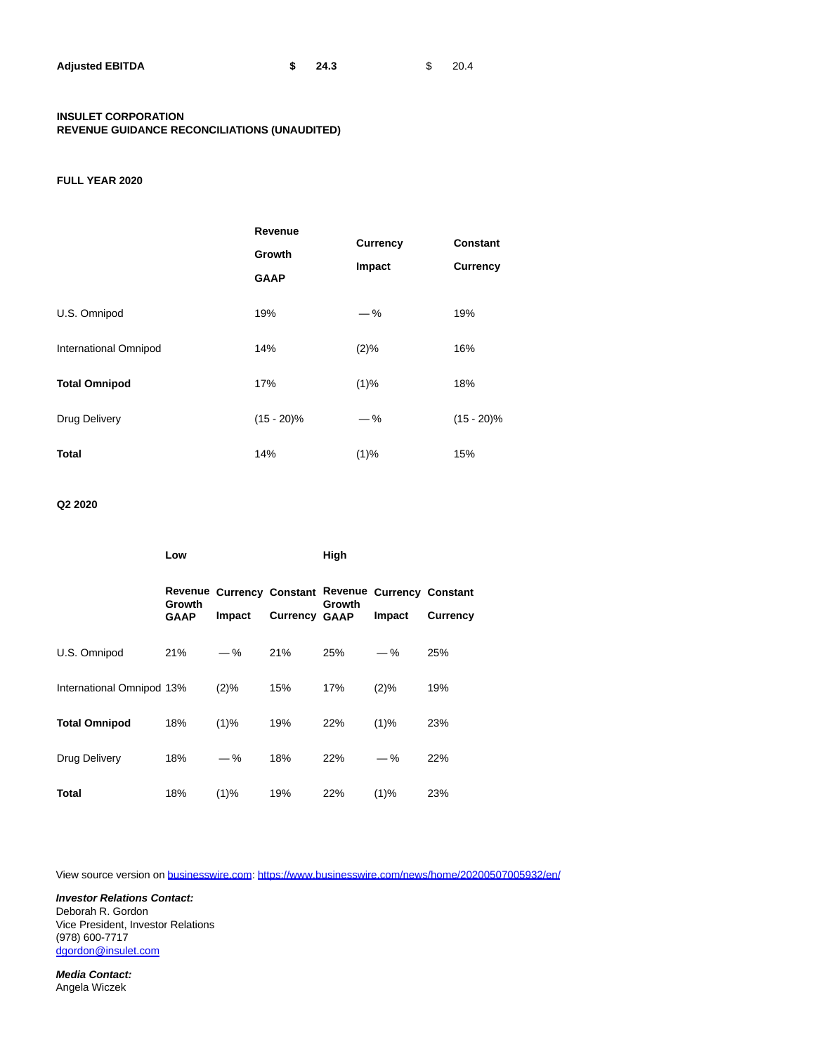| | | |
|---|---|---|
| **Adjusted EBITDA** | **$ 24.3** | $ 20.4 |

**INSULET CORPORATION**
**REVENUE GUIDANCE RECONCILIATIONS (UNAUDITED)**

**FULL YEAR 2020**

| | Revenue Growth GAAP | Currency Impact | Constant Currency |
|---|---|---|---|
| U.S. Omnipod | 19% | — % | 19% |
| International Omnipod | 14% | (2)% | 16% |
| **Total Omnipod** | 17% | (1)% | 18% |
| Drug Delivery | (15 - 20)% | — % | (15 - 20)% |
| **Total** | 14% | (1)% | 15% |

**Q2 2020**

| | Low | | | High | | |
|---|---|---|---|---|---|---|
| | Revenue Growth GAAP | Currency Impact | Constant Currency | Revenue Growth GAAP | Currency Impact | Constant Currency |
| U.S. Omnipod | 21% | — % | 21% | 25% | — % | 25% |
| International Omnipod | 13% | (2)% | 15% | 17% | (2)% | 19% |
| **Total Omnipod** | 18% | (1)% | 19% | 22% | (1)% | 23% |
| Drug Delivery | 18% | — % | 18% | 22% | — % | 22% |
| **Total** | 18% | (1)% | 19% | 22% | (1)% | 23% |

View source version on businesswire.com: https://www.businesswire.com/news/home/20200507005932/en/

***Investor Relations Contact:***
Deborah R. Gordon
Vice President, Investor Relations
(978) 600-7717
dgordon@insulet.com

***Media Contact:***
Angela Wiczek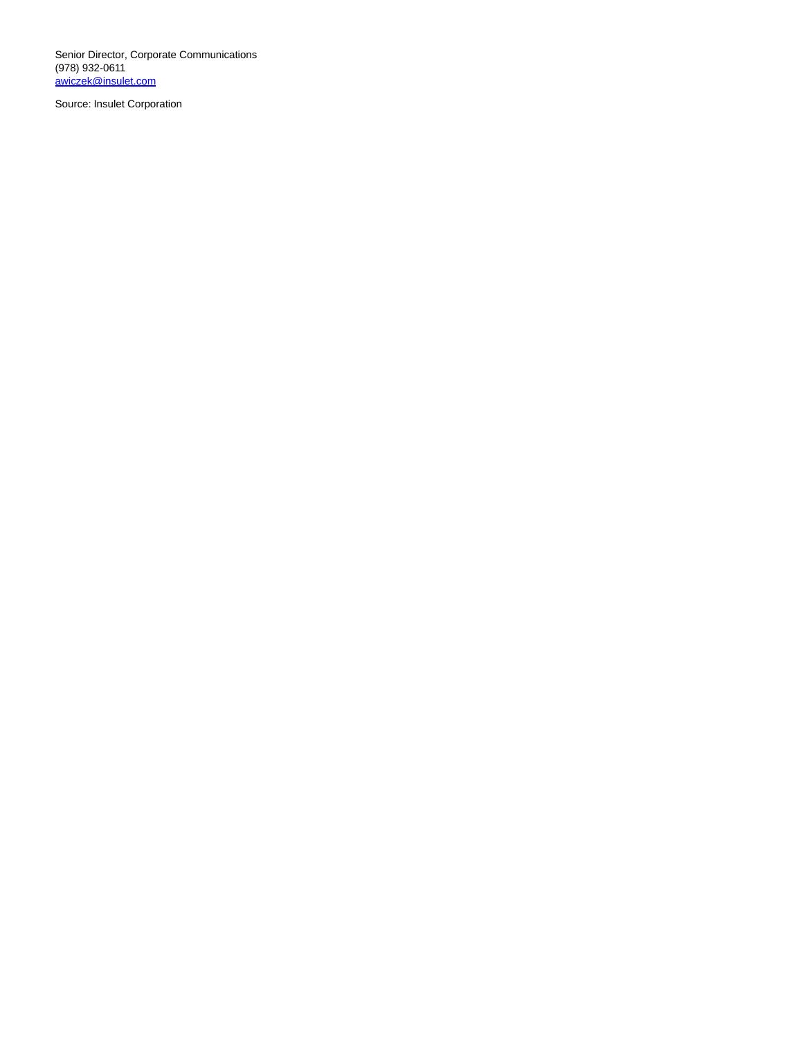Senior Director, Corporate Communications
(978) 932-0611
awiczek@insulet.com

Source: Insulet Corporation